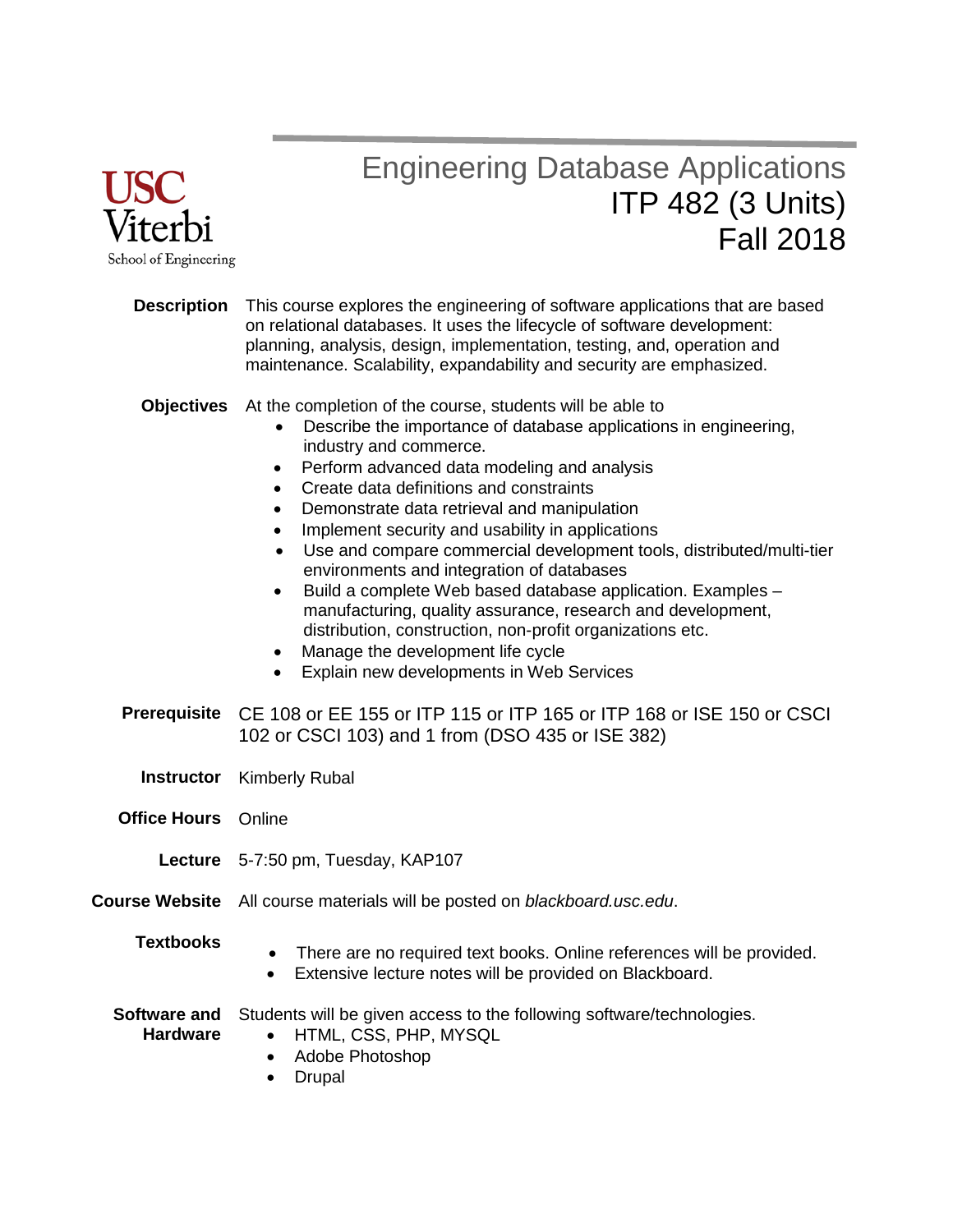USC Viterbi School of Engineering

# Engineering Database Applications
## ITP 482 (3 Units)
## Fall 2018

**Description**

This course explores the engineering of software applications that are based on relational databases. It uses the lifecycle of software development: planning, analysis, design, implementation, testing, and, operation and maintenance. Scalability, expandability and security are emphasized.

**Objectives**

At the completion of the course, students will be able to

- Describe the importance of database applications in engineering, industry and commerce.
- Perform advanced data modeling and analysis
- Create data definitions and constraints
- Demonstrate data retrieval and manipulation
- Implement security and usability in applications
- Use and compare commercial development tools, distributed/multi-tier environments and integration of databases
- Build a complete Web based database application. Examples – manufacturing, quality assurance, research and development, distribution, construction, non-profit organizations etc.
- Manage the development life cycle
- Explain new developments in Web Services

**Prerequisite**

CE 108 or EE 155 or ITP 115 or ITP 165 or ITP 168 or ISE 150 or CSCI 102 or CSCI 103) and 1 from (DSO 435 or ISE 382)

**Instructor**

Kimberly Rubal

**Office Hours**

Online

**Lecture**

5-7:50 pm, Tuesday, KAP107

**Course Website**

All course materials will be posted on *blackboard.usc.edu*.

**Textbooks**

- There are no required text books. Online references will be provided.
- Extensive lecture notes will be provided on Blackboard.

**Software and Hardware**

Students will be given access to the following software/technologies.

- HTML, CSS, PHP, MYSQL
- Adobe Photoshop
- Drupal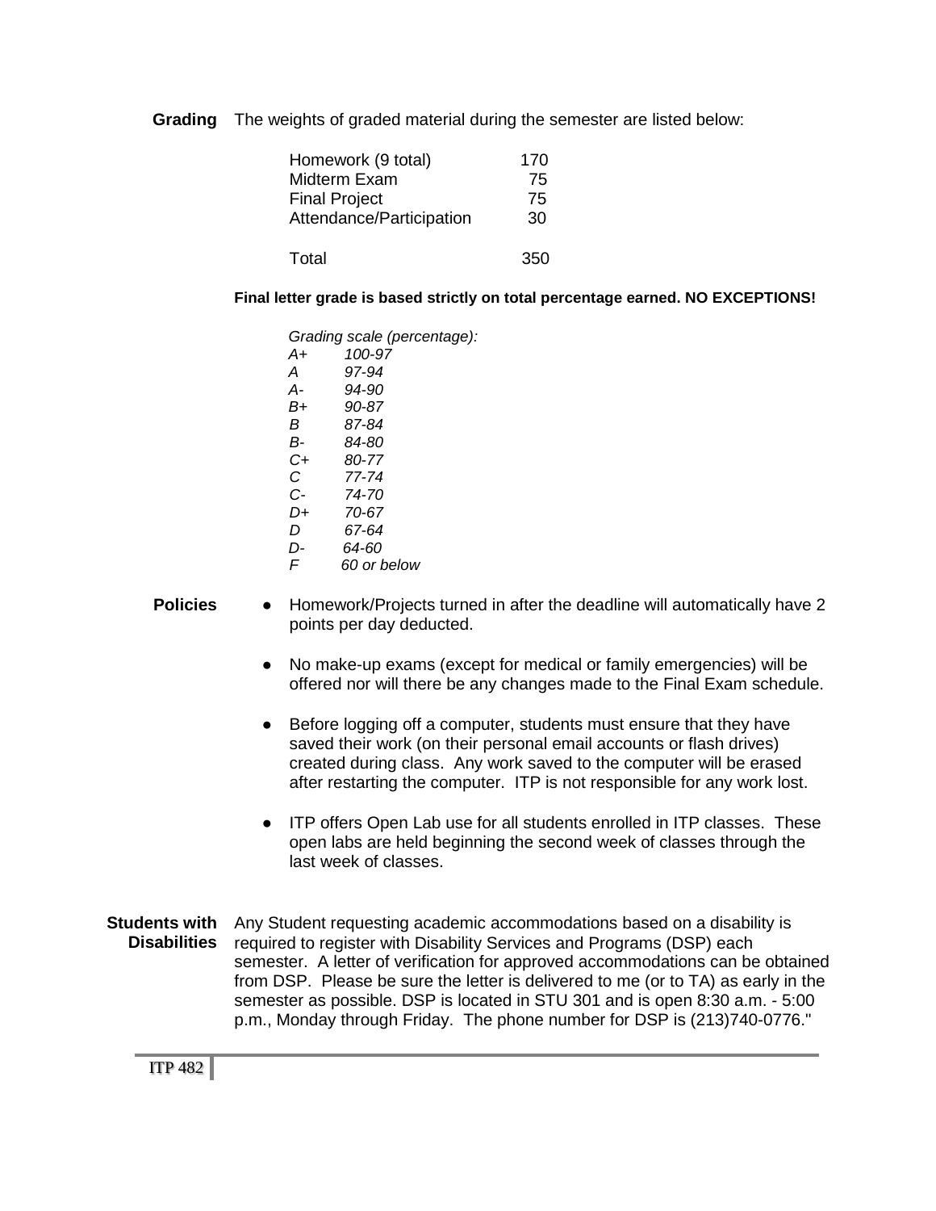**Grading** The weights of graded material during the semester are listed below:

| | |
|---|---|
| Homework (9 total) | 170 |
| Midterm Exam | 75 |
| Final Project | 75 |
| Attendance/Participation | 30 |
| Total | 350 |

**Final letter grade is based strictly on total percentage earned. NO EXCEPTIONS!**

*Grading scale (percentage):*

| | |
|---|---|
| *A+* | *100-97* |
| *A* | *97-94* |
| *A-* | *94-90* |
| *B+* | *90-87* |
| *B* | *87-84* |
| *B-* | *84-80* |
| *C+* | *80-77* |
| *C* | *77-74* |
| *C-* | *74-70* |
| *D+* | *70-67* |
| *D* | *67-64* |
| *D-* | *64-60* |
| *F* | *60 or below* |

**Policies**

- Homework/Projects turned in after the deadline will automatically have 2 points per day deducted.
- No make-up exams (except for medical or family emergencies) will be offered nor will there be any changes made to the Final Exam schedule.
- Before logging off a computer, students must ensure that they have saved their work (on their personal email accounts or flash drives) created during class. Any work saved to the computer will be erased after restarting the computer. ITP is not responsible for any work lost.
- ITP offers Open Lab use for all students enrolled in ITP classes. These open labs are held beginning the second week of classes through the last week of classes.

**Students with Disabilities** Any Student requesting academic accommodations based on a disability is required to register with Disability Services and Programs (DSP) each semester. A letter of verification for approved accommodations can be obtained from DSP. Please be sure the letter is delivered to me (or to TA) as early in the semester as possible. DSP is located in STU 301 and is open 8:30 a.m. - 5:00 p.m., Monday through Friday. The phone number for DSP is (213)740-0776."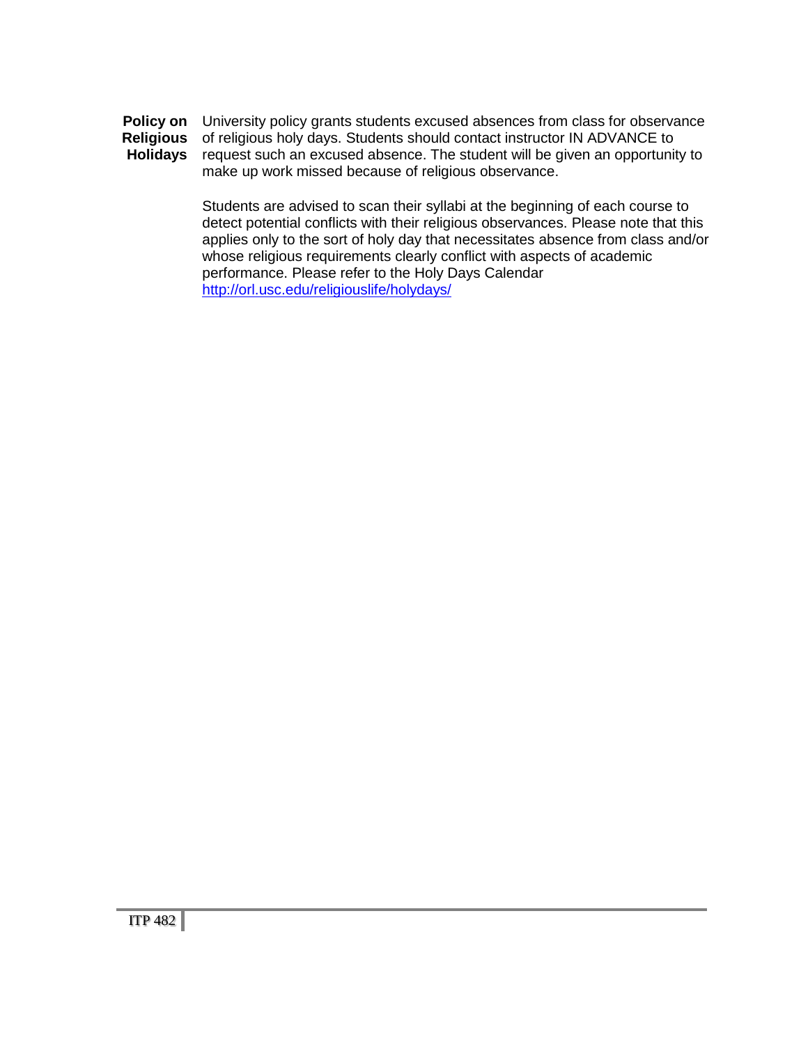**Policy on Religious Holidays**

University policy grants students excused absences from class for observance of religious holy days. Students should contact instructor IN ADVANCE to request such an excused absence. The student will be given an opportunity to make up work missed because of religious observance.

Students are advised to scan their syllabi at the beginning of each course to detect potential conflicts with their religious observances. Please note that this applies only to the sort of holy day that necessitates absence from class and/or whose religious requirements clearly conflict with aspects of academic performance. Please refer to the Holy Days Calendar http://orl.usc.edu/religiouslife/holydays/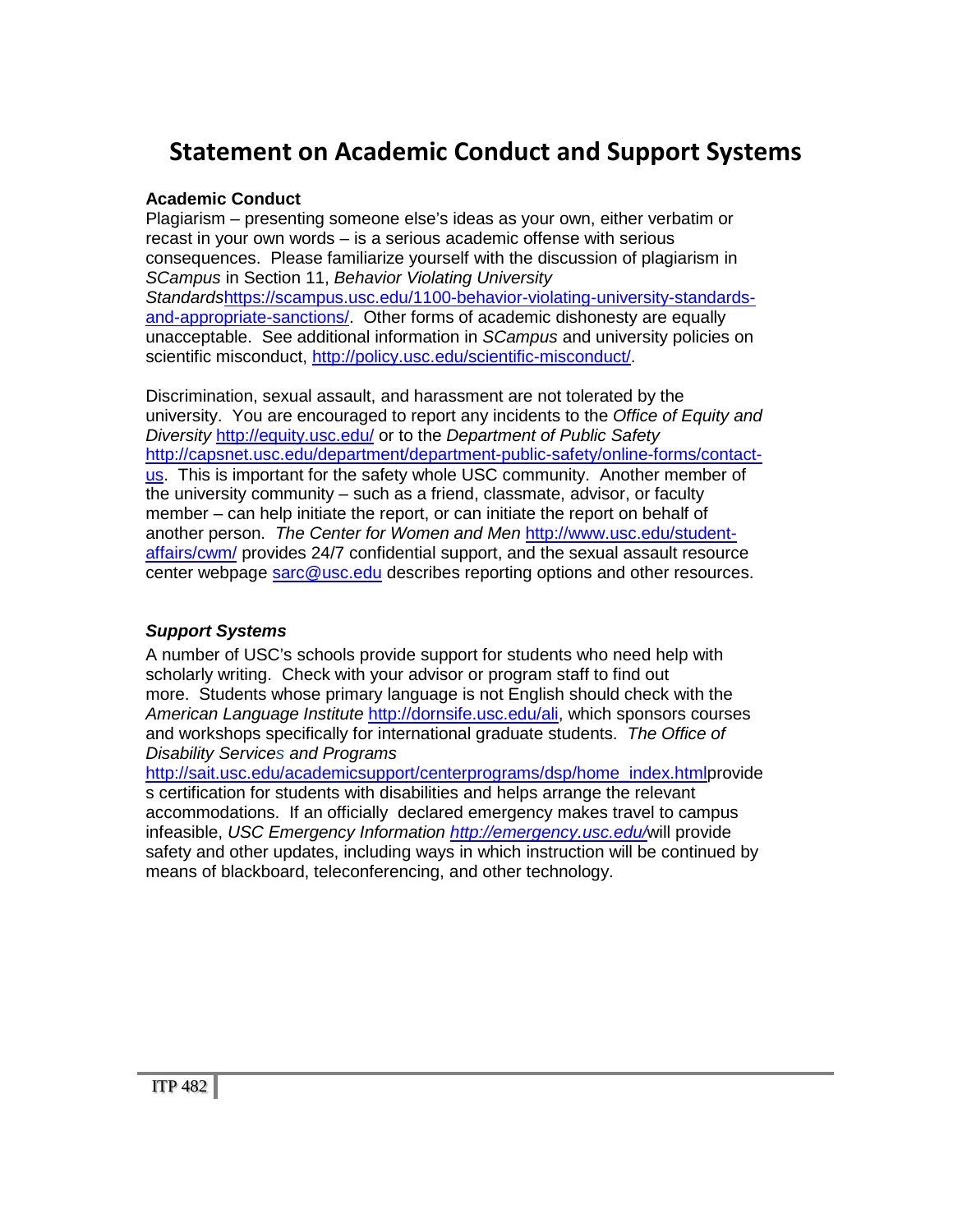# Statement on Academic Conduct and Support Systems

**Academic Conduct**

Plagiarism – presenting someone else's ideas as your own, either verbatim or recast in your own words – is a serious academic offense with serious consequences. Please familiarize yourself with the discussion of plagiarism in *SCampus* in Section 11, *Behavior Violating University Standards*https://scampus.usc.edu/1100-behavior-violating-university-standards-and-appropriate-sanctions/. Other forms of academic dishonesty are equally unacceptable. See additional information in *SCampus* and university policies on scientific misconduct, http://policy.usc.edu/scientific-misconduct/.

Discrimination, sexual assault, and harassment are not tolerated by the university. You are encouraged to report any incidents to the *Office of Equity and Diversity* http://equity.usc.edu/ or to the *Department of Public Safety* http://capsnet.usc.edu/department/department-public-safety/online-forms/contact-us. This is important for the safety whole USC community. Another member of the university community – such as a friend, classmate, advisor, or faculty member – can help initiate the report, or can initiate the report on behalf of another person. *The Center for Women and Men* http://www.usc.edu/student-affairs/cwm/ provides 24/7 confidential support, and the sexual assault resource center webpage sarc@usc.edu describes reporting options and other resources.

***Support Systems***

A number of USC's schools provide support for students who need help with scholarly writing. Check with your advisor or program staff to find out more. Students whose primary language is not English should check with the *American Language Institute* http://dornsife.usc.edu/ali, which sponsors courses and workshops specifically for international graduate students. *The Office of Disability Services and Programs* http://sait.usc.edu/academicsupport/centerprograms/dsp/home_index.htmlprovides certification for students with disabilities and helps arrange the relevant accommodations. If an officially declared emergency makes travel to campus infeasible, *USC Emergency Information* *http://emergency.usc.edu/*will provide safety and other updates, including ways in which instruction will be continued by means of blackboard, teleconferencing, and other technology.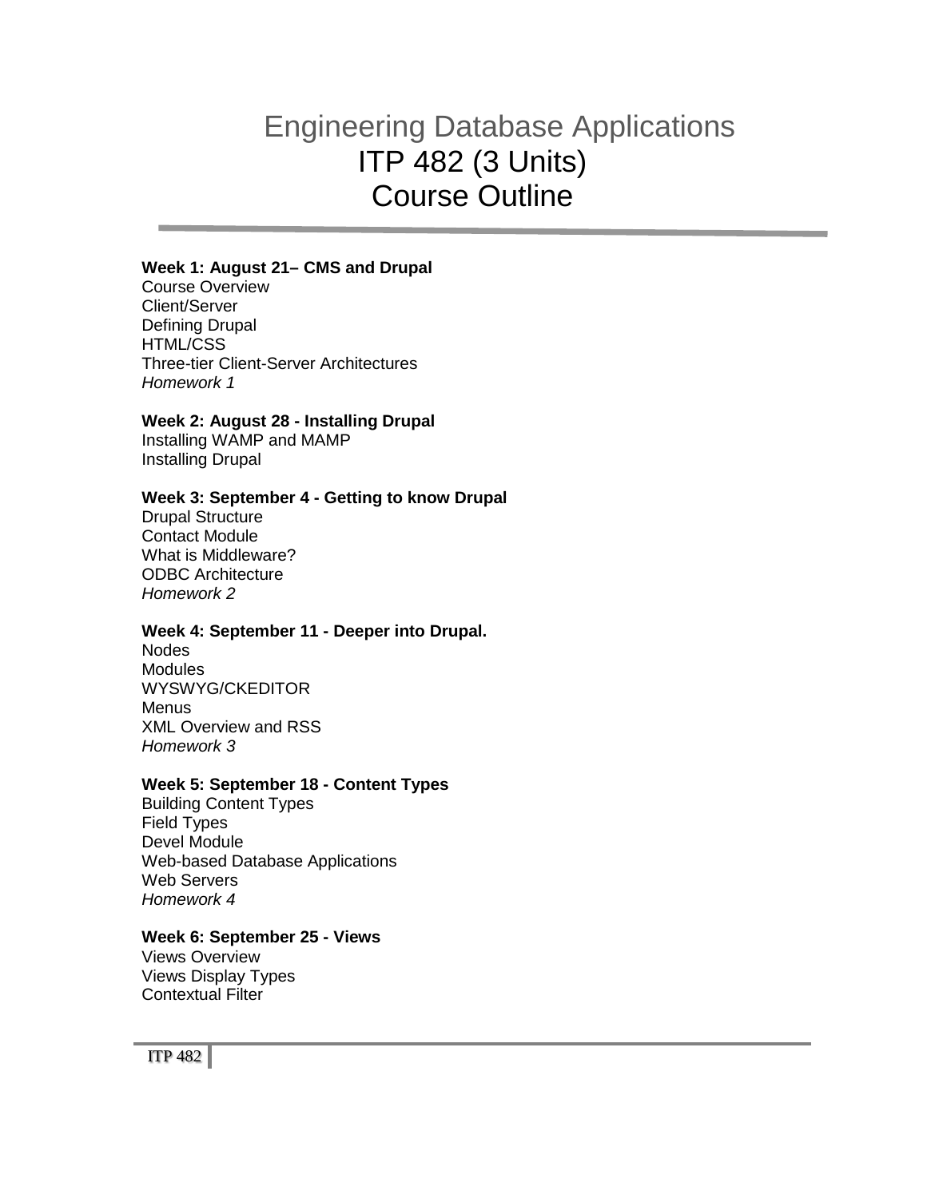# Engineering Database Applications
## ITP 482 (3 Units)
## Course Outline

**Week 1: August 21– CMS and Drupal**
Course Overview
Client/Server
Defining Drupal
HTML/CSS
Three-tier Client-Server Architectures
*Homework 1*

**Week 2: August 28 - Installing Drupal**
Installing WAMP and MAMP
Installing Drupal

**Week 3: September 4 - Getting to know Drupal**
Drupal Structure
Contact Module
What is Middleware?
ODBC Architecture
*Homework 2*

**Week 4: September 11 - Deeper into Drupal.**
Nodes
Modules
WYSWYG/CKEDITOR
Menus
XML Overview and RSS
*Homework 3*

**Week 5: September 18 - Content Types**
Building Content Types
Field Types
Devel Module
Web-based Database Applications
Web Servers
*Homework 4*

**Week 6: September 25 - Views**
Views Overview
Views Display Types
Contextual Filter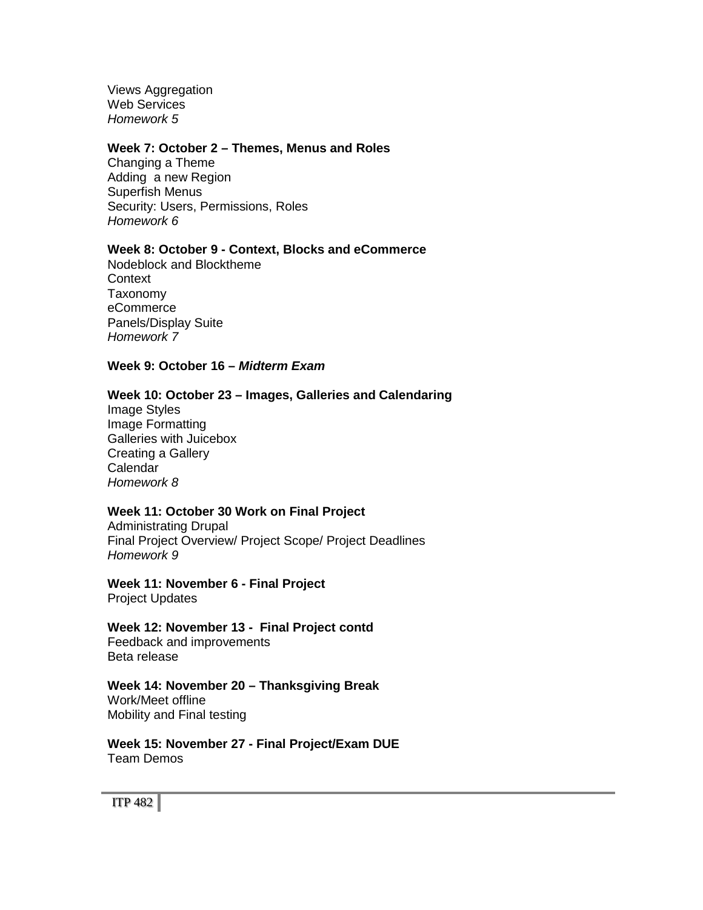Views Aggregation
Web Services
*Homework 5*

**Week 7: October 2 – Themes, Menus and Roles**
Changing a Theme
Adding a new Region
Superfish Menus
Security: Users, Permissions, Roles
*Homework 6*

**Week 8: October 9 - Context, Blocks and eCommerce**
Nodeblock and Blocktheme
Context
Taxonomy
eCommerce
Panels/Display Suite
*Homework 7*

**Week 9: October 16 – *Midterm Exam***

**Week 10: October 23 – Images, Galleries and Calendaring**
Image Styles
Image Formatting
Galleries with Juicebox
Creating a Gallery
Calendar
*Homework 8*

**Week 11: October 30 Work on Final Project**
Administrating Drupal
Final Project Overview/ Project Scope/ Project Deadlines
*Homework 9*

**Week 11: November 6 - Final Project**
Project Updates

**Week 12: November 13 - Final Project contd**
Feedback and improvements
Beta release

**Week 14: November 20 – Thanksgiving Break**
Work/Meet offline
Mobility and Final testing

**Week 15: November 27 - Final Project/Exam DUE**
Team Demos